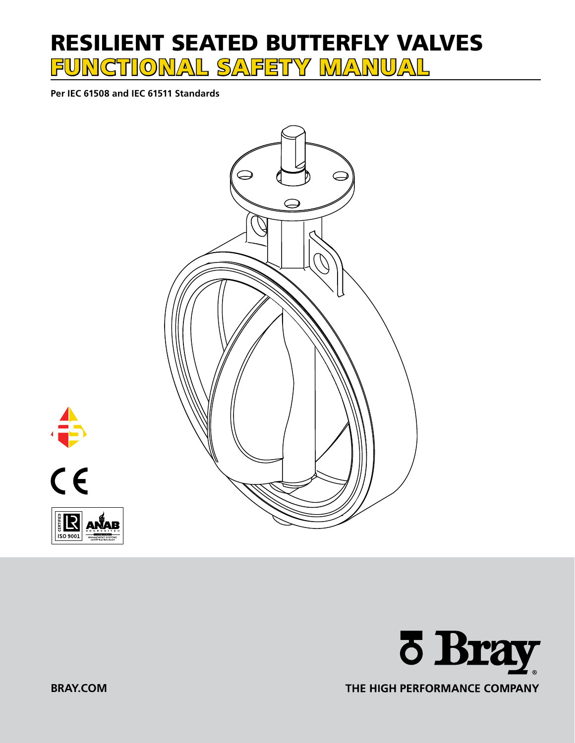# RESILIENT SEATED BUTTERFLY VALVES
# FUNCTIONAL SAFETY MANUAL

**Per IEC 61508 and IEC 61511 Standards**

BRAY.COM

THE HIGH PERFORMANCE COMPANY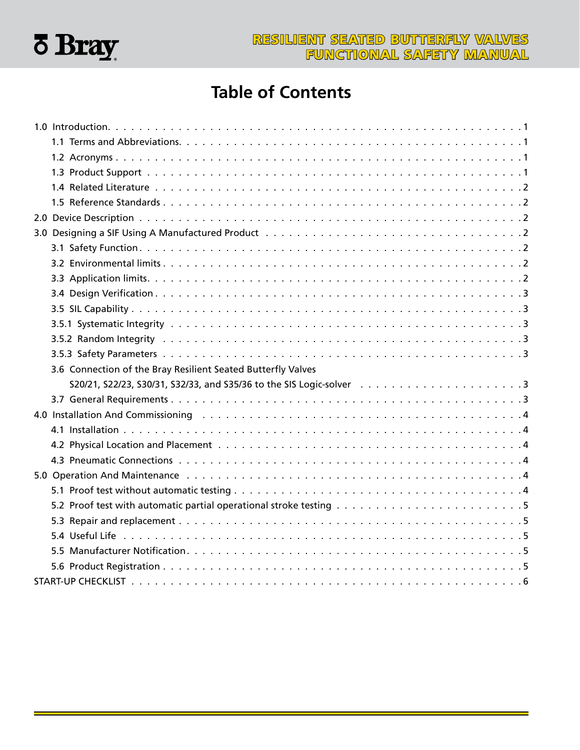# Table of Contents

1.0 Introduction. . . . . . . . . . . . . . . . . . . . . . . . . . . . . . . . . . . . . . . . . . . . . . . . . 1
- 1.1 Terms and Abbreviations. . . . . . . . . . . . . . . . . . . . . . . . . . . . . . . . . . . . . . . . . 1
- 1.2 Acronyms . . . . . . . . . . . . . . . . . . . . . . . . . . . . . . . . . . . . . . . . . . . . . . . . 1
- 1.3 Product Support . . . . . . . . . . . . . . . . . . . . . . . . . . . . . . . . . . . . . . . . . . . . 1
- 1.4 Related Literature . . . . . . . . . . . . . . . . . . . . . . . . . . . . . . . . . . . . . . . . . . . 2
- 1.5 Reference Standards . . . . . . . . . . . . . . . . . . . . . . . . . . . . . . . . . . . . . . . . . . 2

2.0 Device Description . . . . . . . . . . . . . . . . . . . . . . . . . . . . . . . . . . . . . . . . . . . . . 2

3.0 Designing a SIF Using A Manufactured Product . . . . . . . . . . . . . . . . . . . . . . . . . . . . . 2
- 3.1 Safety Function . . . . . . . . . . . . . . . . . . . . . . . . . . . . . . . . . . . . . . . . . . . . . 2
- 3.2 Environmental limits . . . . . . . . . . . . . . . . . . . . . . . . . . . . . . . . . . . . . . . . . . 2
- 3.3 Application limits. . . . . . . . . . . . . . . . . . . . . . . . . . . . . . . . . . . . . . . . . . . . 2
- 3.4 Design Verification . . . . . . . . . . . . . . . . . . . . . . . . . . . . . . . . . . . . . . . . . . . 3
- 3.5 SIL Capability . . . . . . . . . . . . . . . . . . . . . . . . . . . . . . . . . . . . . . . . . . . . . . 3
- 3.5.1 Systematic Integrity . . . . . . . . . . . . . . . . . . . . . . . . . . . . . . . . . . . . . . . . . 3
- 3.5.2 Random Integrity . . . . . . . . . . . . . . . . . . . . . . . . . . . . . . . . . . . . . . . . . . . 3
- 3.5.3 Safety Parameters . . . . . . . . . . . . . . . . . . . . . . . . . . . . . . . . . . . . . . . . . . 3
- 3.6 Connection of the Bray Resilient Seated Butterfly Valves S20/21, S22/23, S30/31, S32/33, and S35/36 to the SIS Logic-solver . . . . . . . . . . . . . . . . . . . . . 3
- 3.7 General Requirements . . . . . . . . . . . . . . . . . . . . . . . . . . . . . . . . . . . . . . . . . 3

4.0 Installation And Commissioning . . . . . . . . . . . . . . . . . . . . . . . . . . . . . . . . . . . . . 4
- 4.1 Installation . . . . . . . . . . . . . . . . . . . . . . . . . . . . . . . . . . . . . . . . . . . . . . . 4
- 4.2 Physical Location and Placement . . . . . . . . . . . . . . . . . . . . . . . . . . . . . . . . . . . . 4
- 4.3 Pneumatic Connections . . . . . . . . . . . . . . . . . . . . . . . . . . . . . . . . . . . . . . . . . 4

5.0 Operation And Maintenance . . . . . . . . . . . . . . . . . . . . . . . . . . . . . . . . . . . . . . 4
- 5.1 Proof test without automatic testing . . . . . . . . . . . . . . . . . . . . . . . . . . . . . . . . . . 4
- 5.2 Proof test with automatic partial operational stroke testing . . . . . . . . . . . . . . . . . . . . . . 5
- 5.3 Repair and replacement . . . . . . . . . . . . . . . . . . . . . . . . . . . . . . . . . . . . . . . . . 5
- 5.4 Useful Life . . . . . . . . . . . . . . . . . . . . . . . . . . . . . . . . . . . . . . . . . . . . . . . 5
- 5.5 Manufacturer Notification. . . . . . . . . . . . . . . . . . . . . . . . . . . . . . . . . . . . . . . . 5
- 5.6 Product Registration . . . . . . . . . . . . . . . . . . . . . . . . . . . . . . . . . . . . . . . . . . 5

START-UP CHECKLIST . . . . . . . . . . . . . . . . . . . . . . . . . . . . . . . . . . . . . . . . . . . . 6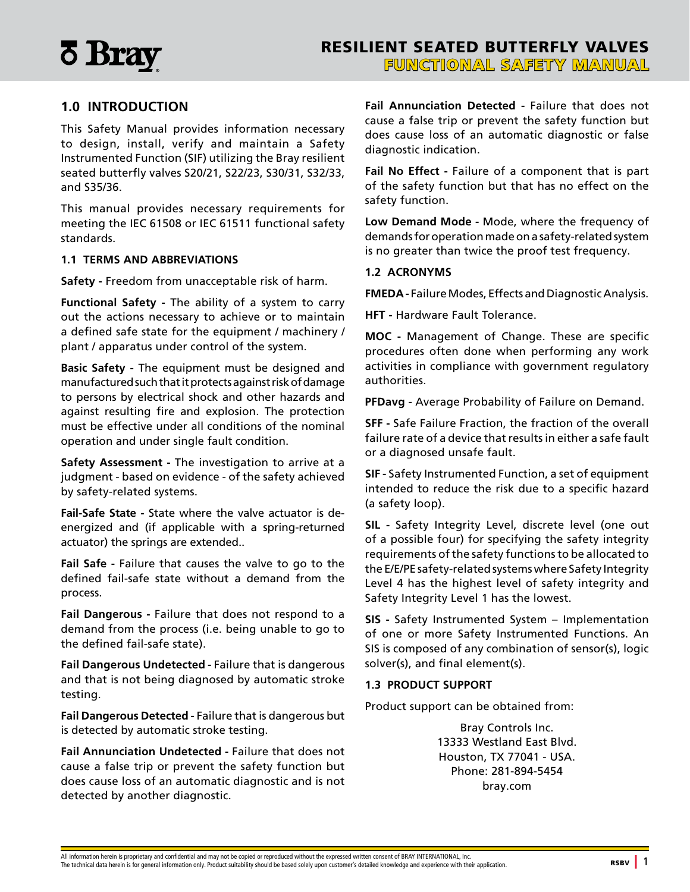## 1.0 INTRODUCTION

This Safety Manual provides information necessary to design, install, verify and maintain a Safety Instrumented Function (SIF) utilizing the Bray resilient seated butterfly valves S20/21, S22/23, S30/31, S32/33, and S35/36.

This manual provides necessary requirements for meeting the IEC 61508 or IEC 61511 functional safety standards.

### 1.1 TERMS AND ABBREVIATIONS

**Safety -** Freedom from unacceptable risk of harm.

**Functional Safety -** The ability of a system to carry out the actions necessary to achieve or to maintain a defined safe state for the equipment / machinery / plant / apparatus under control of the system.

**Basic Safety -** The equipment must be designed and manufactured such that it protects against risk of damage to persons by electrical shock and other hazards and against resulting fire and explosion. The protection must be effective under all conditions of the nominal operation and under single fault condition.

**Safety Assessment -** The investigation to arrive at a judgment - based on evidence - of the safety achieved by safety-related systems.

**Fail-Safe State -** State where the valve actuator is de-energized and (if applicable with a spring-returned actuator) the springs are extended..

**Fail Safe -** Failure that causes the valve to go to the defined fail-safe state without a demand from the process.

**Fail Dangerous -** Failure that does not respond to a demand from the process (i.e. being unable to go to the defined fail-safe state).

**Fail Dangerous Undetected -** Failure that is dangerous and that is not being diagnosed by automatic stroke testing.

**Fail Dangerous Detected -** Failure that is dangerous but is detected by automatic stroke testing.

**Fail Annunciation Undetected -** Failure that does not cause a false trip or prevent the safety function but does cause loss of an automatic diagnostic and is not detected by another diagnostic.

**Fail Annunciation Detected -** Failure that does not cause a false trip or prevent the safety function but does cause loss of an automatic diagnostic or false diagnostic indication.

**Fail No Effect -** Failure of a component that is part of the safety function but that has no effect on the safety function.

**Low Demand Mode -** Mode, where the frequency of demands for operation made on a safety-related system is no greater than twice the proof test frequency.

### 1.2 ACRONYMS

**FMEDA -** Failure Modes, Effects and Diagnostic Analysis.

**HFT -** Hardware Fault Tolerance.

**MOC -** Management of Change. These are specific procedures often done when performing any work activities in compliance with government regulatory authorities.

**PFDavg -** Average Probability of Failure on Demand.

**SFF -** Safe Failure Fraction, the fraction of the overall failure rate of a device that results in either a safe fault or a diagnosed unsafe fault.

**SIF -** Safety Instrumented Function, a set of equipment intended to reduce the risk due to a specific hazard (a safety loop).

**SIL -** Safety Integrity Level, discrete level (one out of a possible four) for specifying the safety integrity requirements of the safety functions to be allocated to the E/E/PE safety-related systems where Safety Integrity Level 4 has the highest level of safety integrity and Safety Integrity Level 1 has the lowest.

**SIS -** Safety Instrumented System – Implementation of one or more Safety Instrumented Functions. An SIS is composed of any combination of sensor(s), logic solver(s), and final element(s).

### 1.3 PRODUCT SUPPORT

Product support can be obtained from:

Bray Controls Inc.
13333 Westland East Blvd.
Houston, TX 77041 - USA.
Phone: 281-894-5454
bray.com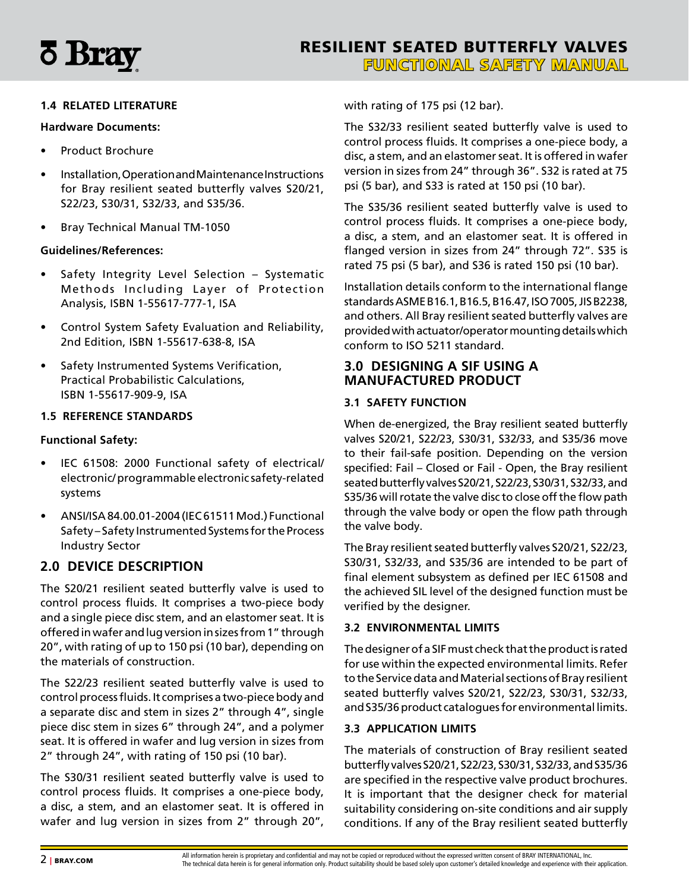### 1.4 RELATED LITERATURE

**Hardware Documents:**

- Product Brochure
- Installation, Operation and Maintenance Instructions for Bray resilient seated butterfly valves S20/21, S22/23, S30/31, S32/33, and S35/36.
- Bray Technical Manual TM-1050

**Guidelines/References:**

- Safety Integrity Level Selection – Systematic Methods Including Layer of Protection Analysis, ISBN 1-55617-777-1, ISA
- Control System Safety Evaluation and Reliability, 2nd Edition, ISBN 1-55617-638-8, ISA
- Safety Instrumented Systems Verification, Practical Probabilistic Calculations, ISBN 1-55617-909-9, ISA

### 1.5 REFERENCE STANDARDS

**Functional Safety:**

- IEC 61508: 2000 Functional safety of electrical/ electronic/ programmable electronic safety-related systems
- ANSI/ISA 84.00.01-2004 (IEC 61511 Mod.) Functional Safety – Safety Instrumented Systems for the Process Industry Sector

## 2.0 DEVICE DESCRIPTION

The S20/21 resilient seated butterfly valve is used to control process fluids. It comprises a two-piece body and a single piece disc stem, and an elastomer seat. It is offered in wafer and lug version in sizes from 1" through 20", with rating of up to 150 psi (10 bar), depending on the materials of construction.

The S22/23 resilient seated butterfly valve is used to control process fluids. It comprises a two-piece body and a separate disc and stem in sizes 2" through 4", single piece disc stem in sizes 6" through 24", and a polymer seat. It is offered in wafer and lug version in sizes from 2" through 24", with rating of 150 psi (10 bar).

The S30/31 resilient seated butterfly valve is used to control process fluids. It comprises a one-piece body, a disc, a stem, and an elastomer seat. It is offered in wafer and lug version in sizes from 2" through 20", with rating of 175 psi (12 bar).

The S32/33 resilient seated butterfly valve is used to control process fluids. It comprises a one-piece body, a disc, a stem, and an elastomer seat. It is offered in wafer version in sizes from 24" through 36". S32 is rated at 75 psi (5 bar), and S33 is rated at 150 psi (10 bar).

The S35/36 resilient seated butterfly valve is used to control process fluids. It comprises a one-piece body, a disc, a stem, and an elastomer seat. It is offered in flanged version in sizes from 24" through 72". S35 is rated 75 psi (5 bar), and S36 is rated 150 psi (10 bar).

Installation details conform to the international flange standards ASME B16.1, B16.5, B16.47, ISO 7005, JIS B2238, and others. All Bray resilient seated butterfly valves are provided with actuator/operator mounting details which conform to ISO 5211 standard.

## 3.0 DESIGNING A SIF USING A MANUFACTURED PRODUCT

### 3.1 SAFETY FUNCTION

When de-energized, the Bray resilient seated butterfly valves S20/21, S22/23, S30/31, S32/33, and S35/36 move to their fail-safe position. Depending on the version specified: Fail – Closed or Fail - Open, the Bray resilient seated butterfly valves S20/21, S22/23, S30/31, S32/33, and S35/36 will rotate the valve disc to close off the flow path through the valve body or open the flow path through the valve body.

The Bray resilient seated butterfly valves S20/21, S22/23, S30/31, S32/33, and S35/36 are intended to be part of final element subsystem as defined per IEC 61508 and the achieved SIL level of the designed function must be verified by the designer.

### 3.2 ENVIRONMENTAL LIMITS

The designer of a SIF must check that the product is rated for use within the expected environmental limits. Refer to the Service data and Material sections of Bray resilient seated butterfly valves S20/21, S22/23, S30/31, S32/33, and S35/36 product catalogues for environmental limits.

### 3.3 APPLICATION LIMITS

The materials of construction of Bray resilient seated butterfly valves S20/21, S22/23, S30/31, S32/33, and S35/36 are specified in the respective valve product brochures. It is important that the designer check for material suitability considering on-site conditions and air supply conditions. If any of the Bray resilient seated butterfly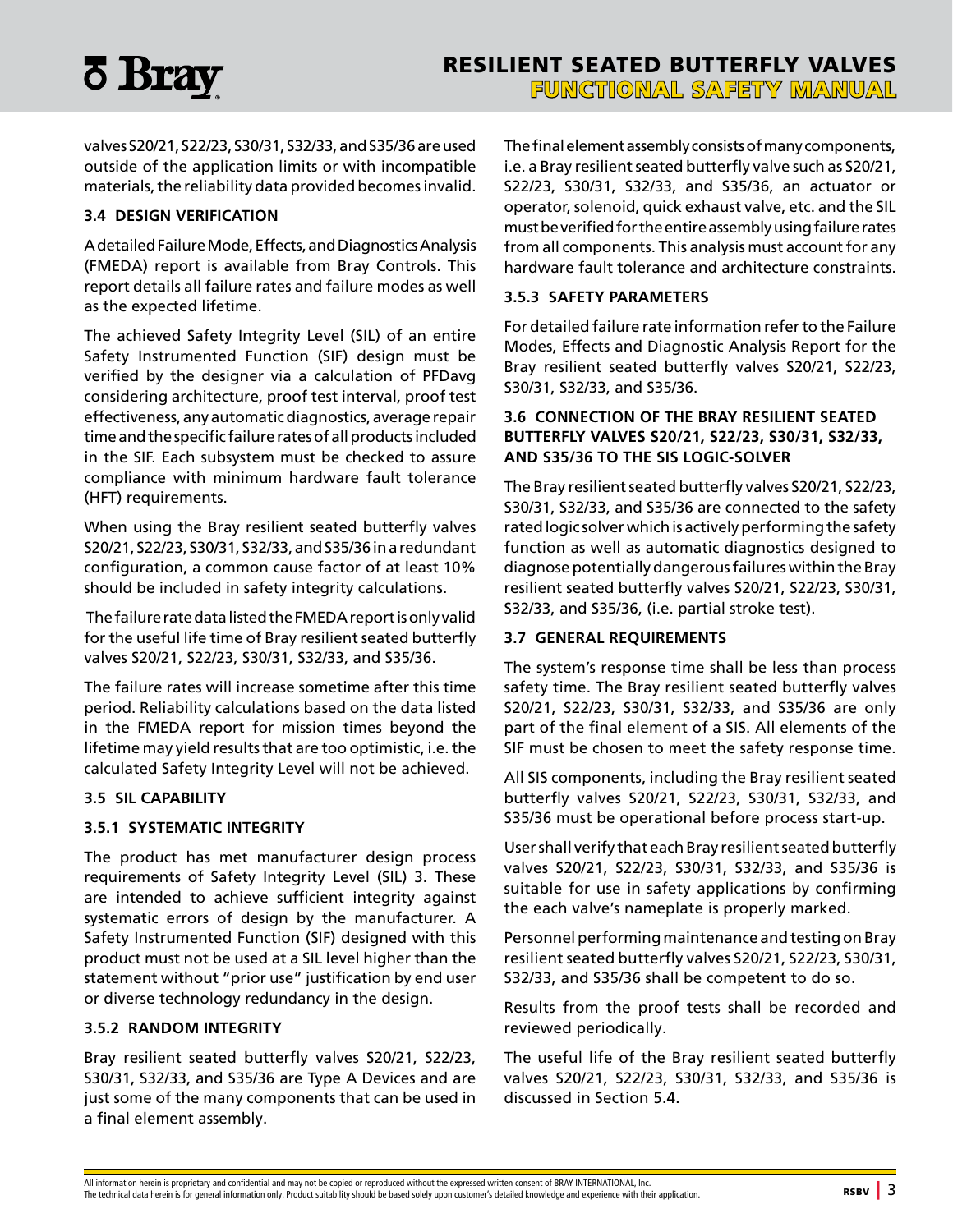valves S20/21, S22/23, S30/31, S32/33, and S35/36 are used outside of the application limits or with incompatible materials, the reliability data provided becomes invalid.

### 3.4 DESIGN VERIFICATION

A detailed Failure Mode, Effects, and Diagnostics Analysis (FMEDA) report is available from Bray Controls. This report details all failure rates and failure modes as well as the expected lifetime.

The achieved Safety Integrity Level (SIL) of an entire Safety Instrumented Function (SIF) design must be verified by the designer via a calculation of PFDavg considering architecture, proof test interval, proof test effectiveness, any automatic diagnostics, average repair time and the specific failure rates of all products included in the SIF. Each subsystem must be checked to assure compliance with minimum hardware fault tolerance (HFT) requirements.

When using the Bray resilient seated butterfly valves S20/21, S22/23, S30/31, S32/33, and S35/36 in a redundant configuration, a common cause factor of at least 10% should be included in safety integrity calculations.

The failure rate data listed the FMEDA report is only valid for the useful life time of Bray resilient seated butterfly valves S20/21, S22/23, S30/31, S32/33, and S35/36.

The failure rates will increase sometime after this time period. Reliability calculations based on the data listed in the FMEDA report for mission times beyond the lifetime may yield results that are too optimistic, i.e. the calculated Safety Integrity Level will not be achieved.

### 3.5 SIL CAPABILITY

#### 3.5.1 SYSTEMATIC INTEGRITY

The product has met manufacturer design process requirements of Safety Integrity Level (SIL) 3. These are intended to achieve sufficient integrity against systematic errors of design by the manufacturer. A Safety Instrumented Function (SIF) designed with this product must not be used at a SIL level higher than the statement without "prior use" justification by end user or diverse technology redundancy in the design.

#### 3.5.2 RANDOM INTEGRITY

Bray resilient seated butterfly valves S20/21, S22/23, S30/31, S32/33, and S35/36 are Type A Devices and are just some of the many components that can be used in a final element assembly.

The final element assembly consists of many components, i.e. a Bray resilient seated butterfly valve such as S20/21, S22/23, S30/31, S32/33, and S35/36, an actuator or operator, solenoid, quick exhaust valve, etc. and the SIL must be verified for the entire assembly using failure rates from all components. This analysis must account for any hardware fault tolerance and architecture constraints.

#### 3.5.3 SAFETY PARAMETERS

For detailed failure rate information refer to the Failure Modes, Effects and Diagnostic Analysis Report for the Bray resilient seated butterfly valves S20/21, S22/23, S30/31, S32/33, and S35/36.

### 3.6 CONNECTION OF THE BRAY RESILIENT SEATED BUTTERFLY VALVES S20/21, S22/23, S30/31, S32/33, AND S35/36 TO THE SIS LOGIC-SOLVER

The Bray resilient seated butterfly valves S20/21, S22/23, S30/31, S32/33, and S35/36 are connected to the safety rated logic solver which is actively performing the safety function as well as automatic diagnostics designed to diagnose potentially dangerous failures within the Bray resilient seated butterfly valves S20/21, S22/23, S30/31, S32/33, and S35/36, (i.e. partial stroke test).

### 3.7 GENERAL REQUIREMENTS

The system's response time shall be less than process safety time. The Bray resilient seated butterfly valves S20/21, S22/23, S30/31, S32/33, and S35/36 are only part of the final element of a SIS. All elements of the SIF must be chosen to meet the safety response time.

All SIS components, including the Bray resilient seated butterfly valves S20/21, S22/23, S30/31, S32/33, and S35/36 must be operational before process start-up.

User shall verify that each Bray resilient seated butterfly valves S20/21, S22/23, S30/31, S32/33, and S35/36 is suitable for use in safety applications by confirming the each valve's nameplate is properly marked.

Personnel performing maintenance and testing on Bray resilient seated butterfly valves S20/21, S22/23, S30/31, S32/33, and S35/36 shall be competent to do so.

Results from the proof tests shall be recorded and reviewed periodically.

The useful life of the Bray resilient seated butterfly valves S20/21, S22/23, S30/31, S32/33, and S35/36 is discussed in Section 5.4.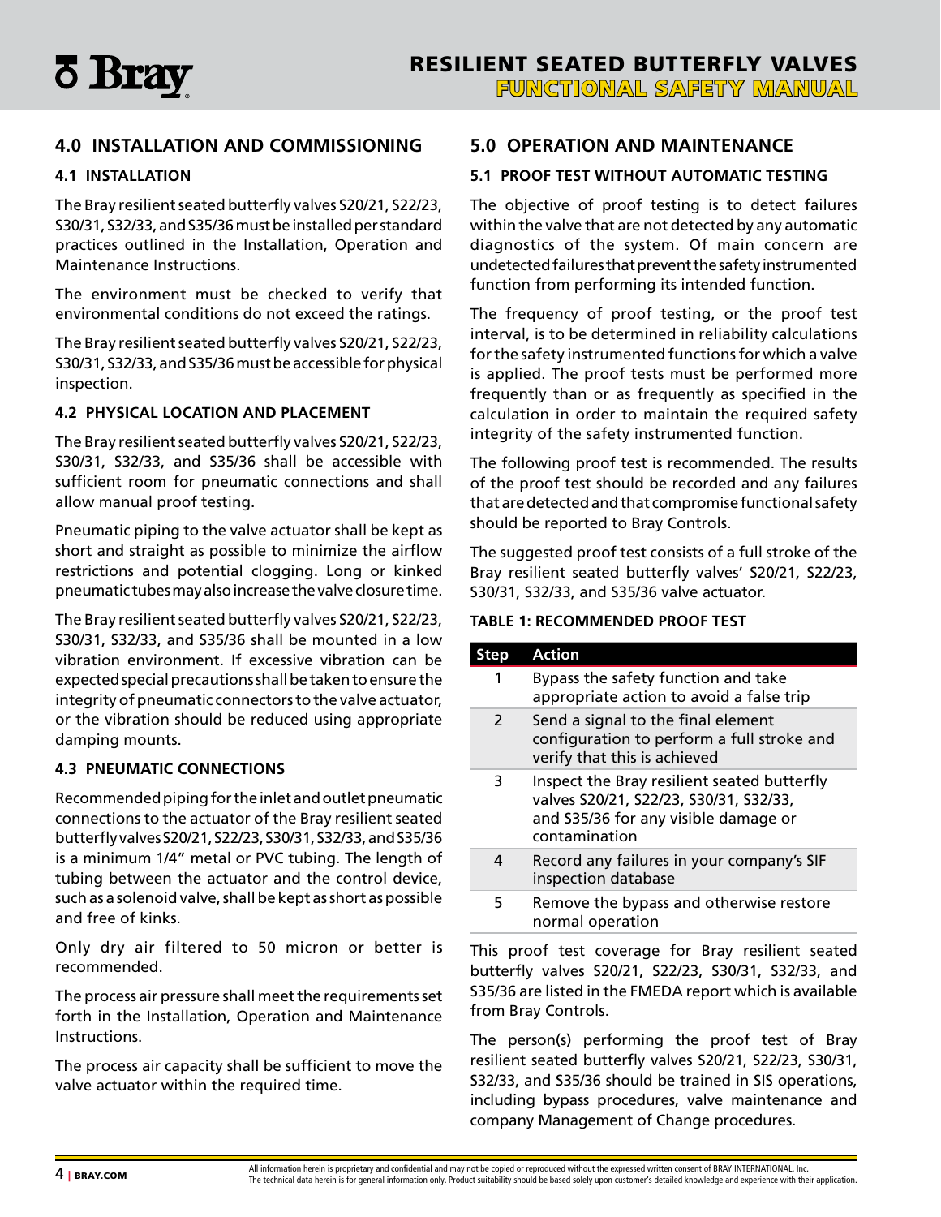## 4.0 INSTALLATION AND COMMISSIONING

### 4.1 INSTALLATION

The Bray resilient seated butterfly valves S20/21, S22/23, S30/31, S32/33, and S35/36 must be installed per standard practices outlined in the Installation, Operation and Maintenance Instructions.

The environment must be checked to verify that environmental conditions do not exceed the ratings.

The Bray resilient seated butterfly valves S20/21, S22/23, S30/31, S32/33, and S35/36 must be accessible for physical inspection.

### 4.2 PHYSICAL LOCATION AND PLACEMENT

The Bray resilient seated butterfly valves S20/21, S22/23, S30/31, S32/33, and S35/36 shall be accessible with sufficient room for pneumatic connections and shall allow manual proof testing.

Pneumatic piping to the valve actuator shall be kept as short and straight as possible to minimize the airflow restrictions and potential clogging. Long or kinked pneumatic tubes may also increase the valve closure time.

The Bray resilient seated butterfly valves S20/21, S22/23, S30/31, S32/33, and S35/36 shall be mounted in a low vibration environment. If excessive vibration can be expected special precautions shall be taken to ensure the integrity of pneumatic connectors to the valve actuator, or the vibration should be reduced using appropriate damping mounts.

### 4.3 PNEUMATIC CONNECTIONS

Recommended piping for the inlet and outlet pneumatic connections to the actuator of the Bray resilient seated butterfly valves S20/21, S22/23, S30/31, S32/33, and S35/36 is a minimum 1/4" metal or PVC tubing. The length of tubing between the actuator and the control device, such as a solenoid valve, shall be kept as short as possible and free of kinks.

Only dry air filtered to 50 micron or better is recommended.

The process air pressure shall meet the requirements set forth in the Installation, Operation and Maintenance Instructions.

The process air capacity shall be sufficient to move the valve actuator within the required time.

## 5.0 OPERATION AND MAINTENANCE

### 5.1 PROOF TEST WITHOUT AUTOMATIC TESTING

The objective of proof testing is to detect failures within the valve that are not detected by any automatic diagnostics of the system. Of main concern are undetected failures that prevent the safety instrumented function from performing its intended function.

The frequency of proof testing, or the proof test interval, is to be determined in reliability calculations for the safety instrumented functions for which a valve is applied. The proof tests must be performed more frequently than or as frequently as specified in the calculation in order to maintain the required safety integrity of the safety instrumented function.

The following proof test is recommended. The results of the proof test should be recorded and any failures that are detected and that compromise functional safety should be reported to Bray Controls.

The suggested proof test consists of a full stroke of the Bray resilient seated butterfly valves' S20/21, S22/23, S30/31, S32/33, and S35/36 valve actuator.

**TABLE 1: RECOMMENDED PROOF TEST**

| Step | Action |
|---|---|
| 1 | Bypass the safety function and take appropriate action to avoid a false trip |
| 2 | Send a signal to the final element configuration to perform a full stroke and verify that this is achieved |
| 3 | Inspect the Bray resilient seated butterfly valves S20/21, S22/23, S30/31, S32/33, and S35/36 for any visible damage or contamination |
| 4 | Record any failures in your company's SIF inspection database |
| 5 | Remove the bypass and otherwise restore normal operation |

This proof test coverage for Bray resilient seated butterfly valves S20/21, S22/23, S30/31, S32/33, and S35/36 are listed in the FMEDA report which is available from Bray Controls.

The person(s) performing the proof test of Bray resilient seated butterfly valves S20/21, S22/23, S30/31, S32/33, and S35/36 should be trained in SIS operations, including bypass procedures, valve maintenance and company Management of Change procedures.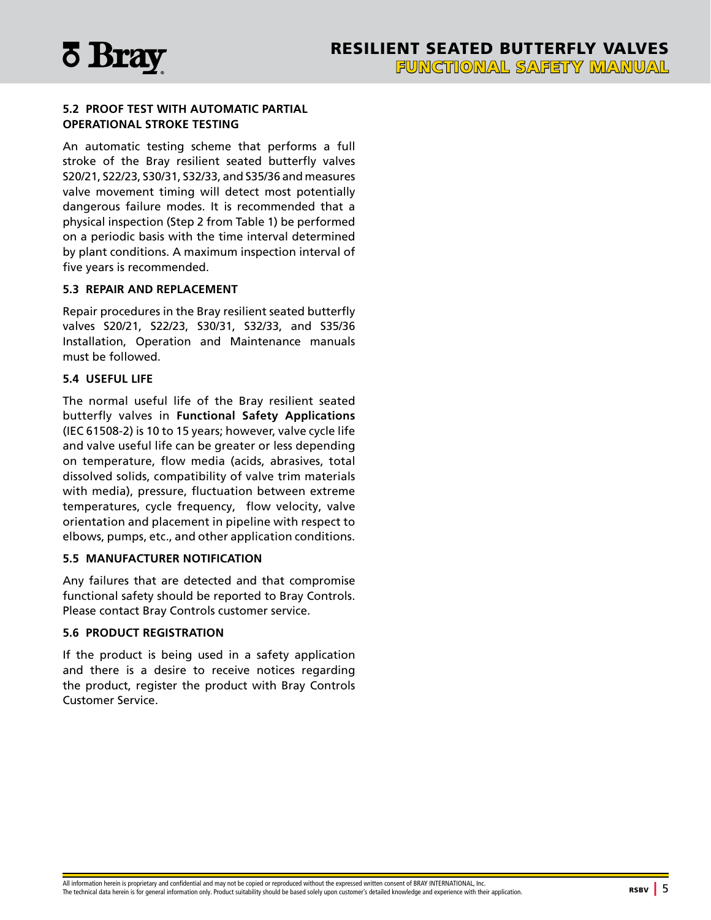### 5.2 PROOF TEST WITH AUTOMATIC PARTIAL OPERATIONAL STROKE TESTING

An automatic testing scheme that performs a full stroke of the Bray resilient seated butterfly valves S20/21, S22/23, S30/31, S32/33, and S35/36 and measures valve movement timing will detect most potentially dangerous failure modes. It is recommended that a physical inspection (Step 2 from Table 1) be performed on a periodic basis with the time interval determined by plant conditions. A maximum inspection interval of five years is recommended.

### 5.3 REPAIR AND REPLACEMENT

Repair procedures in the Bray resilient seated butterfly valves S20/21, S22/23, S30/31, S32/33, and S35/36 Installation, Operation and Maintenance manuals must be followed.

### 5.4 USEFUL LIFE

The normal useful life of the Bray resilient seated butterfly valves in **Functional Safety Applications** (IEC 61508-2) is 10 to 15 years; however, valve cycle life and valve useful life can be greater or less depending on temperature, flow media (acids, abrasives, total dissolved solids, compatibility of valve trim materials with media), pressure, fluctuation between extreme temperatures, cycle frequency, flow velocity, valve orientation and placement in pipeline with respect to elbows, pumps, etc., and other application conditions.

### 5.5 MANUFACTURER NOTIFICATION

Any failures that are detected and that compromise functional safety should be reported to Bray Controls. Please contact Bray Controls customer service.

### 5.6 PRODUCT REGISTRATION

If the product is being used in a safety application and there is a desire to receive notices regarding the product, register the product with Bray Controls Customer Service.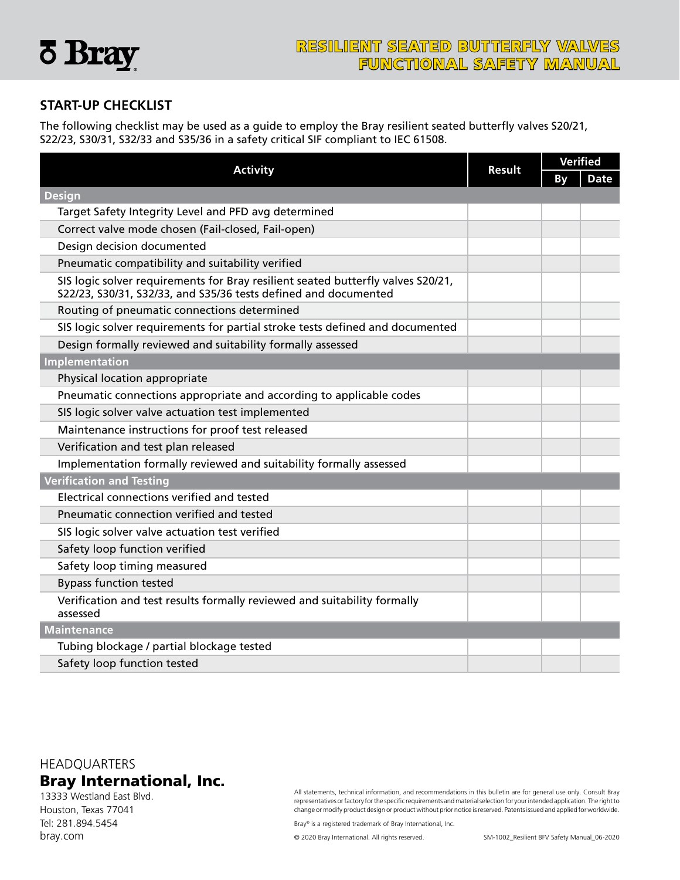## START-UP CHECKLIST

The following checklist may be used as a guide to employ the Bray resilient seated butterfly valves S20/21, S22/23, S30/31, S32/33 and S35/36 in a safety critical SIF compliant to IEC 61508.

| Activity | Result | Verified | |
|---|---|---|---|
| | | By | Date |
| **Design** | | | |
| Target Safety Integrity Level and PFD avg determined | | | |
| Correct valve mode chosen (Fail-closed, Fail-open) | | | |
| Design decision documented | | | |
| Pneumatic compatibility and suitability verified | | | |
| SIS logic solver requirements for Bray resilient seated butterfly valves S20/21, S22/23, S30/31, S32/33, and S35/36 tests defined and documented | | | |
| Routing of pneumatic connections determined | | | |
| SIS logic solver requirements for partial stroke tests defined and documented | | | |
| Design formally reviewed and suitability formally assessed | | | |
| **Implementation** | | | |
| Physical location appropriate | | | |
| Pneumatic connections appropriate and according to applicable codes | | | |
| SIS logic solver valve actuation test implemented | | | |
| Maintenance instructions for proof test released | | | |
| Verification and test plan released | | | |
| Implementation formally reviewed and suitability formally assessed | | | |
| **Verification and Testing** | | | |
| Electrical connections verified and tested | | | |
| Pneumatic connection verified and tested | | | |
| SIS logic solver valve actuation test verified | | | |
| Safety loop function verified | | | |
| Safety loop timing measured | | | |
| Bypass function tested | | | |
| Verification and test results formally reviewed and suitability formally assessed | | | |
| **Maintenance** | | | |
| Tubing blockage / partial blockage tested | | | |
| Safety loop function tested | | | |

HEADQUARTERS
**Bray International, Inc.**
13333 Westland East Blvd.
Houston, Texas 77041
Tel: 281.894.5454
bray.com

All statements, technical information, and recommendations in this bulletin are for general use only. Consult Bray representatives or factory for the specific requirements and material selection for your intended application. The right to change or modify product design or product without prior notice is reserved. Patents issued and applied for worldwide.

Bray® is a registered trademark of Bray International, Inc.

© 2020 Bray International. All rights reserved.

SM-1002_Resilient BFV Safety Manual_06-2020